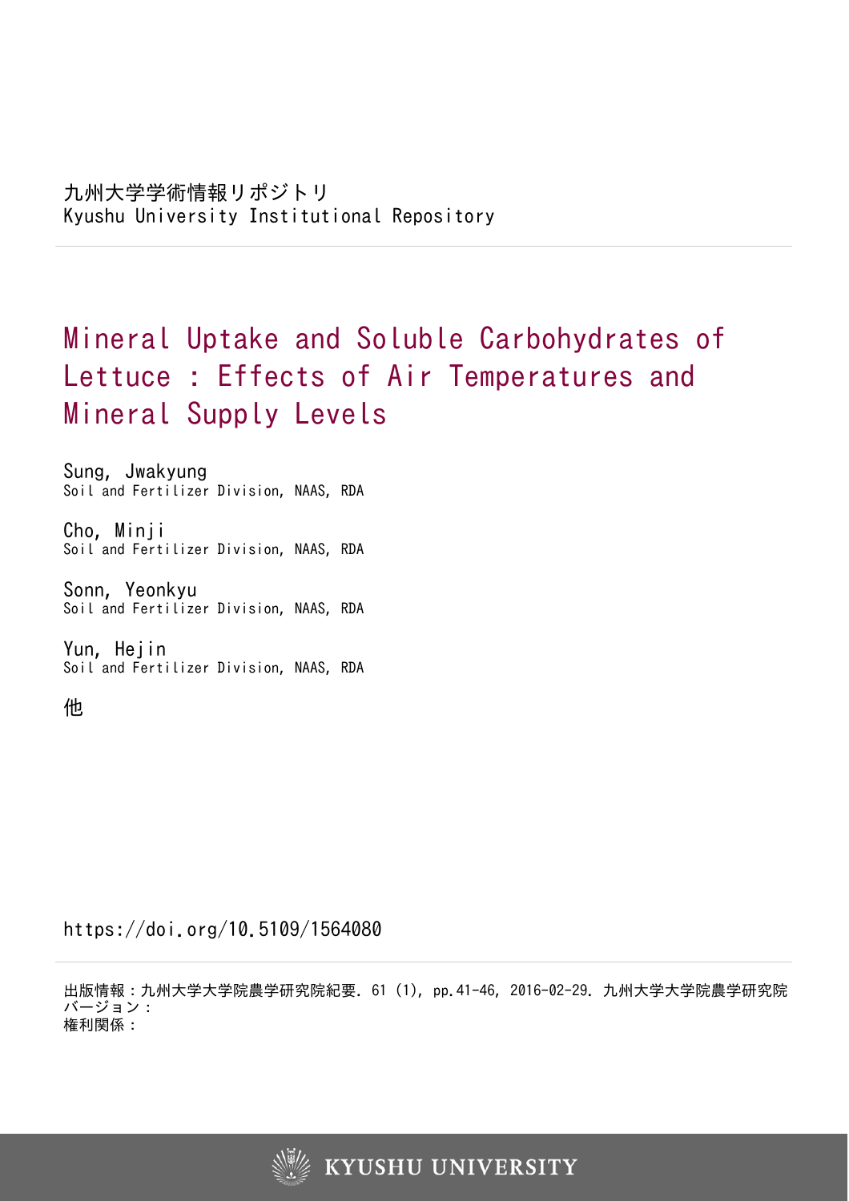九州大学学術情報リポジトリ
Kyushu University Institutional Repository

# Mineral Uptake and Soluble Carbohydrates of Lettuce : Effects of Air Temperatures and Mineral Supply Levels

Sung, Jwakyung
Soil and Fertilizer Division, NAAS, RDA

Cho, Minji
Soil and Fertilizer Division, NAAS, RDA

Sonn, Yeonkyu
Soil and Fertilizer Division, NAAS, RDA

Yun, Hejin
Soil and Fertilizer Division, NAAS, RDA

他

https://doi.org/10.5109/1564080

出版情報：九州大学大学院農学研究院紀要. 61 (1), pp.41-46, 2016-02-29. 九州大学大学院農学研究院
バージョン：
権利関係：

KYUSHU UNIVERSITY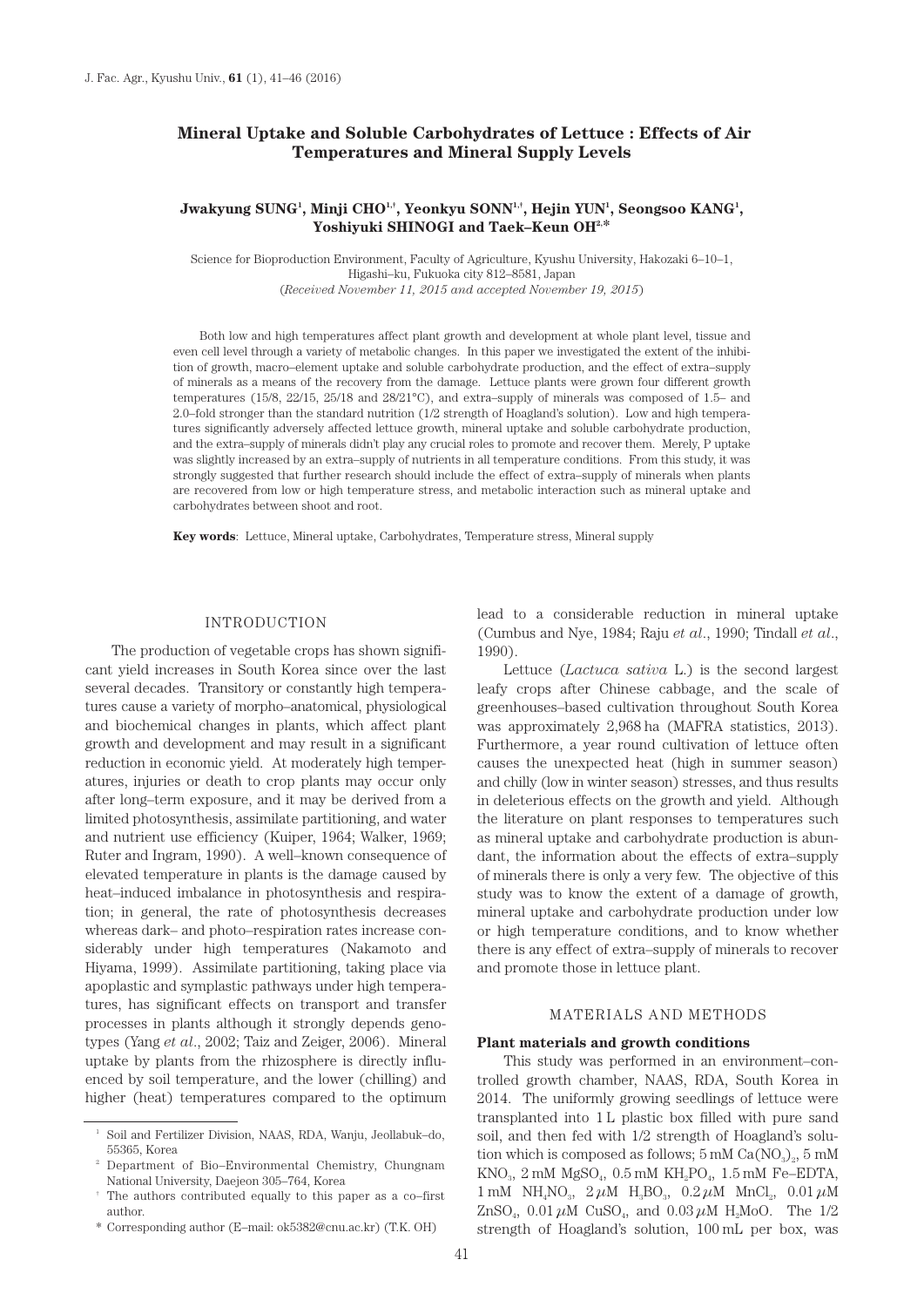# Mineral Uptake and Soluble Carbohydrates of Lettuce : Effects of Air Temperatures and Mineral Supply Levels

**Jwakyung SUNG[1], Minji CHO[1,†], Yeonkyu SONN[1,†], Hejin YUN[1], Seongsoo KANG[1], Yoshiyuki SHINOGI and Taek–Keun OH[2,*]**

Science for Bioproduction Environment, Faculty of Agriculture, Kyushu University, Hakozaki 6–10–1, Higashi–ku, Fukuoka city 812–8581, Japan

(*Received November 11, 2015 and accepted November 19, 2015*)

Both low and high temperatures affect plant growth and development at whole plant level, tissue and even cell level through a variety of metabolic changes. In this paper we investigated the extent of the inhibition of growth, macro–element uptake and soluble carbohydrate production, and the effect of extra–supply of minerals as a means of the recovery from the damage. Lettuce plants were grown four different growth temperatures (15/8, 22/15, 25/18 and 28/21°C), and extra–supply of minerals was composed of 1.5– and 2.0–fold stronger than the standard nutrition (1/2 strength of Hoagland's solution). Low and high temperatures significantly adversely affected lettuce growth, mineral uptake and soluble carbohydrate production, and the extra–supply of minerals didn't play any crucial roles to promote and recover them. Merely, P uptake was slightly increased by an extra–supply of nutrients in all temperature conditions. From this study, it was strongly suggested that further research should include the effect of extra–supply of minerals when plants are recovered from low or high temperature stress, and metabolic interaction such as mineral uptake and carbohydrates between shoot and root.

**Key words**: Lettuce, Mineral uptake, Carbohydrates, Temperature stress, Mineral supply

## INTRODUCTION

The production of vegetable crops has shown significant yield increases in South Korea since over the last several decades. Transitory or constantly high temperatures cause a variety of morpho–anatomical, physiological and biochemical changes in plants, which affect plant growth and development and may result in a significant reduction in economic yield. At moderately high temperatures, injuries or death to crop plants may occur only after long–term exposure, and it may be derived from a limited photosynthesis, assimilate partitioning, and water and nutrient use efficiency (Kuiper, 1964; Walker, 1969; Ruter and Ingram, 1990). A well–known consequence of elevated temperature in plants is the damage caused by heat–induced imbalance in photosynthesis and respiration; in general, the rate of photosynthesis decreases whereas dark– and photo–respiration rates increase considerably under high temperatures (Nakamoto and Hiyama, 1999). Assimilate partitioning, taking place via apoplastic and symplastic pathways under high temperatures, has significant effects on transport and transfer processes in plants although it strongly depends genotypes (Yang *et al*., 2002; Taiz and Zeiger, 2006). Mineral uptake by plants from the rhizosphere is directly influenced by soil temperature, and the lower (chilling) and higher (heat) temperatures compared to the optimum lead to a considerable reduction in mineral uptake (Cumbus and Nye, 1984; Raju *et al*., 1990; Tindall *et al*., 1990).

Lettuce (*Lactuca sativa* L.) is the second largest leafy crops after Chinese cabbage, and the scale of greenhouses–based cultivation throughout South Korea was approximately 2,968 ha (MAFRA statistics, 2013). Furthermore, a year round cultivation of lettuce often causes the unexpected heat (high in summer season) and chilly (low in winter season) stresses, and thus results in deleterious effects on the growth and yield. Although the literature on plant responses to temperatures such as mineral uptake and carbohydrate production is abundant, the information about the effects of extra–supply of minerals there is only a very few. The objective of this study was to know the extent of a damage of growth, mineral uptake and carbohydrate production under low or high temperature conditions, and to know whether there is any effect of extra–supply of minerals to recover and promote those in lettuce plant.

## MATERIALS AND METHODS

### Plant materials and growth conditions

This study was performed in an environment–controlled growth chamber, NAAS, RDA, South Korea in 2014. The uniformly growing seedlings of lettuce were transplanted into 1 L plastic box filled with pure sand soil, and then fed with 1/2 strength of Hoagland's solution which is composed as follows; 5 mM $Ca(NO_3)_2$, 5 mM $KNO_3$, 2 mM $MgSO_4$, 0.5 mM $KH_2PO_4$, 1.5 mM Fe–EDTA, 1 mM $NH_4NO_3$, 2 $\mu$M $H_3BO_3$, 0.2 $\mu$M $MnCl_2$, 0.01 $\mu$M $ZnSO_4$, 0.01 $\mu$M $CuSO_4$, and 0.03 $\mu$M $H_2MoO$. The 1/2 strength of Hoagland's solution, 100 mL per box, was

---

[1] Soil and Fertilizer Division, NAAS, RDA, Wanju, Jeollabuk–do, 55365, Korea

[2] Department of Bio–Environmental Chemistry, Chungnam National University, Daejeon 305–764, Korea

[†] The authors contributed equally to this paper as a co–first author.

[*] Corresponding author (E–mail: ok5382@cnu.ac.kr) (T.K. OH)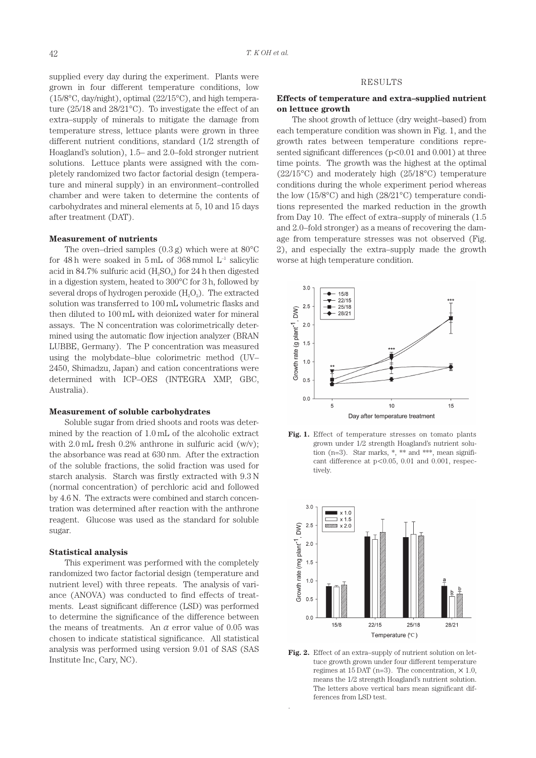supplied every day during the experiment. Plants were grown in four different temperature conditions, low (15/8°C, day/night), optimal (22/15°C), and high temperature (25/18 and 28/21°C). To investigate the effect of an extra–supply of minerals to mitigate the damage from temperature stress, lettuce plants were grown in three different nutrient conditions, standard (1/2 strength of Hoagland's solution), 1.5– and 2.0–fold stronger nutrient solutions. Lettuce plants were assigned with the completely randomized two factor factorial design (temperature and mineral supply) in an environment–controlled chamber and were taken to determine the contents of carbohydrates and mineral elements at 5, 10 and 15 days after treatment (DAT).

### Measurement of nutrients

The oven–dried samples (0.3 g) which were at 80°C for 48 h were soaked in 5 mL of 368 mmol $L^{-1}$ salicylic acid in 84.7% sulfuric acid ($H_2SO_4$) for 24 h then digested in a digestion system, heated to 300°C for 3 h, followed by several drops of hydrogen peroxide ($H_2O_2$). The extracted solution was transferred to 100 mL volumetric flasks and then diluted to 100 mL with deionized water for mineral assays. The N concentration was colorimetrically determined using the automatic flow injection analyzer (BRAN LUBBE, Germany). The P concentration was measured using the molybdate–blue colorimetric method (UV–2450, Shimadzu, Japan) and cation concentrations were determined with ICP–OES (INTEGRA XMP, GBC, Australia).

### Measurement of soluble carbohydrates

Soluble sugar from dried shoots and roots was determined by the reaction of 1.0 mL of the alcoholic extract with 2.0 mL fresh 0.2% anthrone in sulfuric acid (w/v); the absorbance was read at 630 nm. After the extraction of the soluble fractions, the solid fraction was used for starch analysis. Starch was firstly extracted with 9.3 N (normal concentration) of perchloric acid and followed by 4.6 N. The extracts were combined and starch concentration was determined after reaction with the anthrone reagent. Glucose was used as the standard for soluble sugar.

### Statistical analysis

This experiment was performed with the completely randomized two factor factorial design (temperature and nutrient level) with three repeats. The analysis of variance (ANOVA) was conducted to find effects of treatments. Least significant difference (LSD) was performed to determine the significance of the difference between the means of treatments. An $\alpha$ error value of 0.05 was chosen to indicate statistical significance. All statistical analysis was performed using version 9.01 of SAS (SAS Institute Inc, Cary, NC).

## RESULTS

### Effects of temperature and extra–supplied nutrient on lettuce growth

The shoot growth of lettuce (dry weight–based) from each temperature condition was shown in Fig. 1, and the growth rates between temperature conditions represented significant differences ($p<0.01$ and 0.001) at three time points. The growth was the highest at the optimal (22/15°C) and moderately high (25/18°C) temperature conditions during the whole experiment period whereas the low (15/8°C) and high (28/21°C) temperature conditions represented the marked reduction in the growth from Day 10. The effect of extra–supply of minerals (1.5 and 2.0–fold stronger) as a means of recovering the damage from temperature stresses was not observed (Fig. 2), and especially the extra–supply made the growth worse at high temperature condition.

**Fig. 1.** Effect of temperature stresses on tomato plants grown under 1/2 strength Hoagland's nutrient solution (n=3). Star marks, *, ** and ***, mean significant difference at $p<0.05$, 0.01 and 0.001, respectively.

**Fig. 2.** Effect of an extra–supply of nutrient solution on lettuce growth grown under four different temperature regimes at 15 DAT (n=3). The concentration, × 1.0, means the 1/2 strength Hoagland's nutrient solution. The letters above vertical bars mean significant differences from LSD test.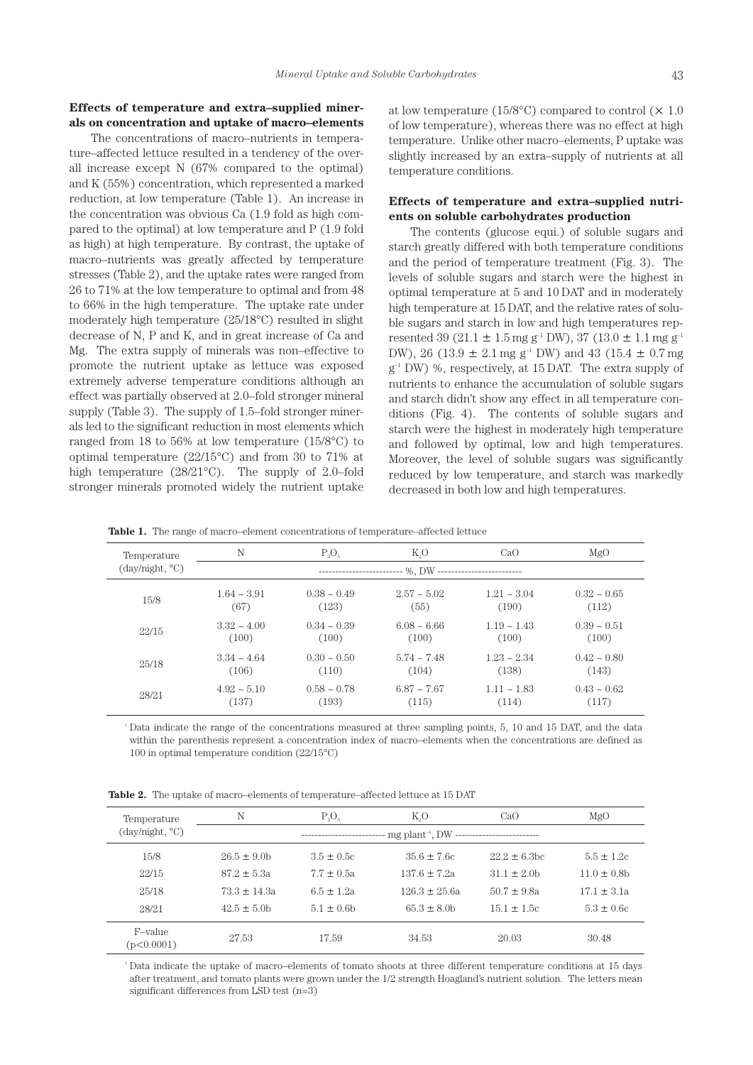### Effects of temperature and extra–supplied minerals on concentration and uptake of macro–elements

The concentrations of macro–nutrients in temperature–affected lettuce resulted in a tendency of the overall increase except N (67% compared to the optimal) and K (55%) concentration, which represented a marked reduction, at low temperature (Table 1). An increase in the concentration was obvious Ca (1.9 fold as high compared to the optimal) at low temperature and P (1.9 fold as high) at high temperature. By contrast, the uptake of macro–nutrients was greatly affected by temperature stresses (Table 2), and the uptake rates were ranged from 26 to 71% at the low temperature to optimal and from 48 to 66% in the high temperature. The uptake rate under moderately high temperature (25/18°C) resulted in slight decrease of N, P and K, and in great increase of Ca and Mg. The extra supply of minerals was non–effective to promote the nutrient uptake as lettuce was exposed extremely adverse temperature conditions although an effect was partially observed at 2.0–fold stronger mineral supply (Table 3). The supply of 1.5–fold stronger minerals led to the significant reduction in most elements which ranged from 18 to 56% at low temperature (15/8°C) to optimal temperature (22/15°C) and from 30 to 71% at high temperature (28/21°C). The supply of 2.0–fold stronger minerals promoted widely the nutrient uptake at low temperature (15/8°C) compared to control (× 1.0 of low temperature), whereas there was no effect at high temperature. Unlike other macro–elements, P uptake was slightly increased by an extra–supply of nutrients at all temperature conditions.

### Effects of temperature and extra–supplied nutrients on soluble carbohydrates production

The contents (glucose equi.) of soluble sugars and starch greatly differed with both temperature conditions and the period of temperature treatment (Fig. 3). The levels of soluble sugars and starch were the highest in optimal temperature at 5 and 10 DAT and in moderately high temperature at 15 DAT, and the relative rates of soluble sugars and starch in low and high temperatures represented 39 (21.1 ± 1.5 mg $g^{-1}$ DW), 37 (13.0 ± 1.1 mg $g^{-1}$ DW), 26 (13.9 ± 2.1 mg $g^{-1}$ DW) and 43 (15.4 ± 0.7 mg $g^{-1}$ DW) %, respectively, at 15 DAT. The extra supply of nutrients to enhance the accumulation of soluble sugars and starch didn't show any effect in all temperature conditions (Fig. 4). The contents of soluble sugars and starch were the highest in moderately high temperature and followed by optimal, low and high temperatures. Moreover, the level of soluble sugars was significantly reduced by low temperature, and starch was markedly decreased in both low and high temperatures.

**Table 1.** The range of macro–element concentrations of temperature–affected lettuce

| Temperature (day/night, °C) | N | $P_2O_5$ | $K_2O$ | CaO | MgO |
|---|---|---|---|---|---|
| | ------------------------- %, DW ------------------------- | | | | |
| 15/8 | 1.64 ~ 3.91 (67) | 0.38 ~ 0.49 (123) | 2.57 ~ 5.02 (55) | 1.21 ~ 3.04 (190) | 0.32 ~ 0.65 (112) |
| 22/15 | 3.32 ~ 4.00 (100) | 0.34 ~ 0.39 (100) | 6.08 ~ 6.66 (100) | 1.19 ~ 1.43 (100) | 0.39 ~ 0.51 (100) |
| 25/18 | 3.34 ~ 4.64 (106) | 0.30 ~ 0.50 (110) | 5.74 ~ 7.48 (104) | 1.23 ~ 2.34 (138) | 0.42 ~ 0.80 (143) |
| 28/21 | 4.92 ~ 5.10 (137) | 0.58 ~ 0.78 (193) | 6.87 ~ 7.67 (115) | 1.11 ~ 1.83 (114) | 0.43 ~ 0.62 (117) |

† Data indicate the range of the concentrations measured at three sampling points, 5, 10 and 15 DAT, and the data within the parenthesis represent a concentration index of macro–elements when the concentrations are defined as 100 in optimal temperature condition (22/15°C)

**Table 2.** The uptake of macro–elements of temperature–affected lettuce at 15 DAT

| Temperature (day/night, °C) | N | $P_2O_5$ | $K_2O$ | CaO | MgO |
|---|---|---|---|---|---|
| | ------------------------- mg $plant^{-1}$, DW ------------------------- | | | | |
| 15/8 | 26.5 ± 9.0b | 3.5 ± 0.5c | 35.6 ± 7.6c | 22.2 ± 6.3bc | 5.5 ± 1.2c |
| 22/15 | 87.2 ± 5.3a | 7.7 ± 0.5a | 137.6 ± 7.2a | 31.1 ± 2.0b | 11.0 ± 0.8b |
| 25/18 | 73.3 ± 14.3a | 6.5 ± 1.2a | 126.3 ± 25.6a | 50.7 ± 9.8a | 17.1 ± 3.1a |
| 28/21 | 42.5 ± 5.0b | 5.1 ± 0.6b | 65.3 ± 8.0b | 15.1 ± 1.5c | 5.3 ± 0.6c |
| F–value ($p<0.0001$) | 27.53 | 17.59 | 34.53 | 20.03 | 30.48 |

† Data indicate the uptake of macro–elements of tomato shoots at three different temperature conditions at 15 days after treatment, and tomato plants were grown under the 1/2 strength Hoagland's nutrient solution. The letters mean significant differences from LSD test (n=3)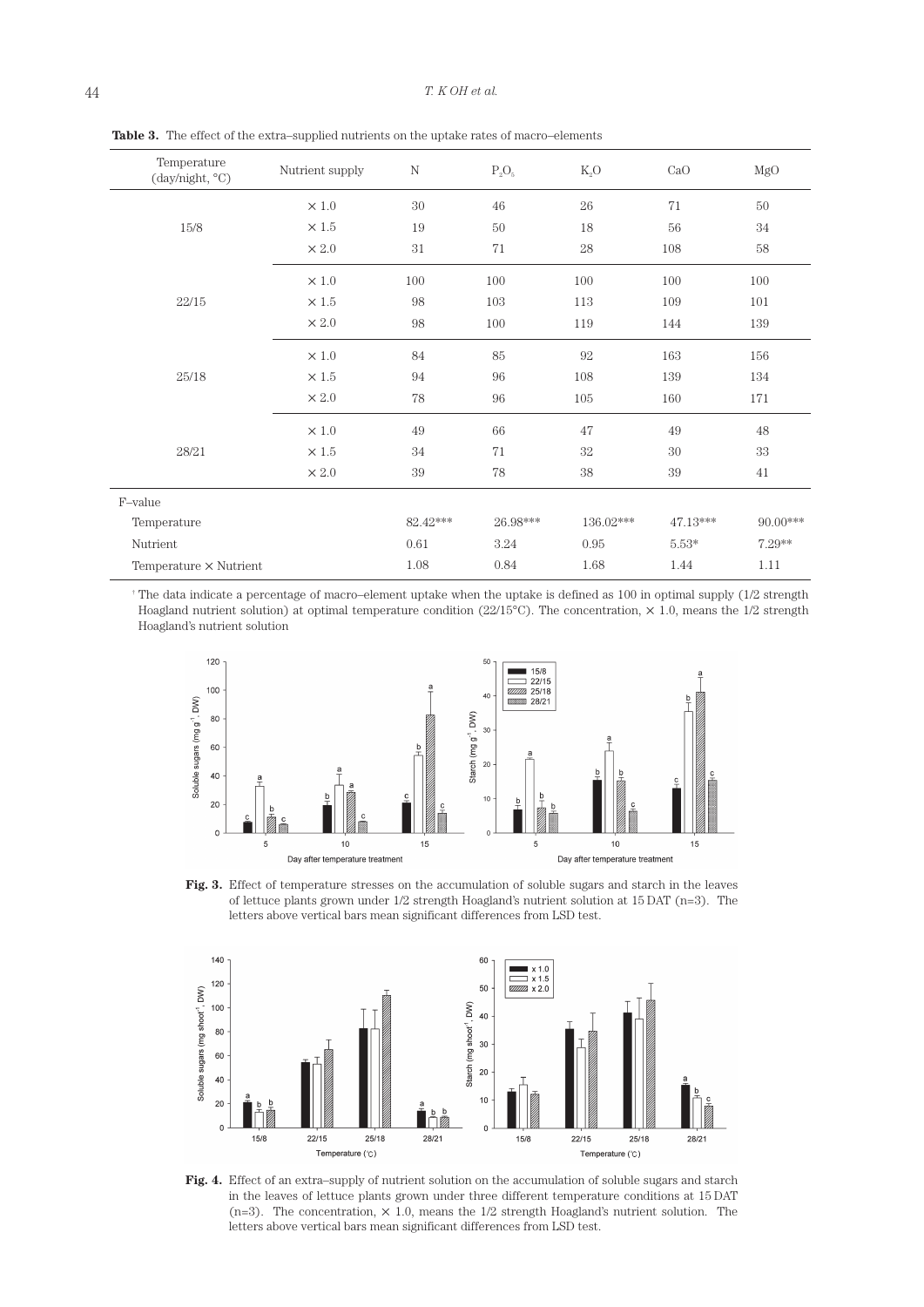**Table 3.** The effect of the extra–supplied nutrients on the uptake rates of macro–elements

| Temperature (day/night, °C) | Nutrient supply | N | $P_2O_5$ | $K_2O$ | CaO | MgO |
|---|---|---|---|---|---|---|
| 15/8 | × 1.0 | 30 | 46 | 26 | 71 | 50 |
| | × 1.5 | 19 | 50 | 18 | 56 | 34 |
| | × 2.0 | 31 | 71 | 28 | 108 | 58 |
| 22/15 | × 1.0 | 100 | 100 | 100 | 100 | 100 |
| | × 1.5 | 98 | 103 | 113 | 109 | 101 |
| | × 2.0 | 98 | 100 | 119 | 144 | 139 |
| 25/18 | × 1.0 | 84 | 85 | 92 | 163 | 156 |
| | × 1.5 | 94 | 96 | 108 | 139 | 134 |
| | × 2.0 | 78 | 96 | 105 | 160 | 171 |
| 28/21 | × 1.0 | 49 | 66 | 47 | 49 | 48 |
| | × 1.5 | 34 | 71 | 32 | 30 | 33 |
| | × 2.0 | 39 | 78 | 38 | 39 | 41 |
| F–value | | | | | | |
| Temperature | | 82.42*** | 26.98*** | 136.02*** | 47.13*** | 90.00*** |
| Nutrient | | 0.61 | 3.24 | 0.95 | 5.53* | 7.29** |
| Temperature × Nutrient | | 1.08 | 0.84 | 1.68 | 1.44 | 1.11 |

† The data indicate a percentage of macro–element uptake when the uptake is defined as 100 in optimal supply (1/2 strength Hoagland nutrient solution) at optimal temperature condition (22/15°C). The concentration, × 1.0, means the 1/2 strength Hoagland's nutrient solution

**Fig. 3.** Effect of temperature stresses on the accumulation of soluble sugars and starch in the leaves of lettuce plants grown under 1/2 strength Hoagland's nutrient solution at 15 DAT (n=3). The letters above vertical bars mean significant differences from LSD test.

**Fig. 4.** Effect of an extra–supply of nutrient solution on the accumulation of soluble sugars and starch in the leaves of lettuce plants grown under three different temperature conditions at 15 DAT (n=3). The concentration, × 1.0, means the 1/2 strength Hoagland's nutrient solution. The letters above vertical bars mean significant differences from LSD test.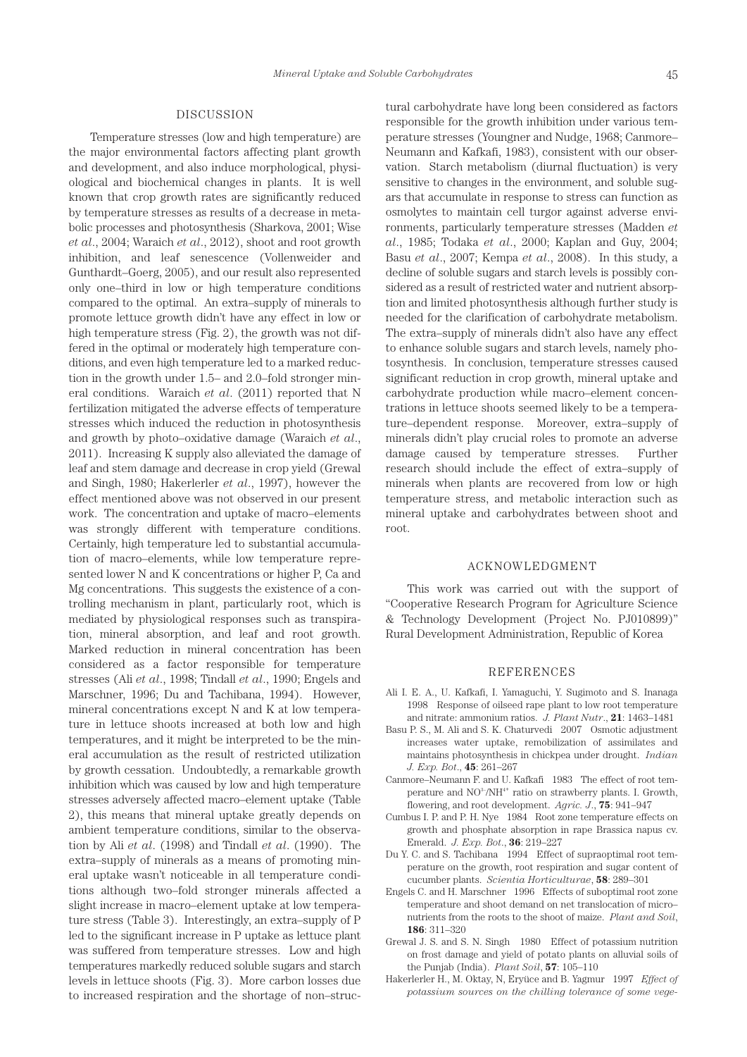## DISCUSSION

Temperature stresses (low and high temperature) are the major environmental factors affecting plant growth and development, and also induce morphological, physiological and biochemical changes in plants. It is well known that crop growth rates are significantly reduced by temperature stresses as results of a decrease in metabolic processes and photosynthesis (Sharkova, 2001; Wise *et al*., 2004; Waraich *et al*., 2012), shoot and root growth inhibition, and leaf senescence (Vollenweider and Gunthardt–Goerg, 2005), and our result also represented only one–third in low or high temperature conditions compared to the optimal. An extra–supply of minerals to promote lettuce growth didn't have any effect in low or high temperature stress (Fig. 2), the growth was not differed in the optimal or moderately high temperature conditions, and even high temperature led to a marked reduction in the growth under 1.5– and 2.0–fold stronger mineral conditions. Waraich *et al*. (2011) reported that N fertilization mitigated the adverse effects of temperature stresses which induced the reduction in photosynthesis and growth by photo–oxidative damage (Waraich *et al*., 2011). Increasing K supply also alleviated the damage of leaf and stem damage and decrease in crop yield (Grewal and Singh, 1980; Hakerlerler *et al*., 1997), however the effect mentioned above was not observed in our present work. The concentration and uptake of macro–elements was strongly different with temperature conditions. Certainly, high temperature led to substantial accumulation of macro–elements, while low temperature represented lower N and K concentrations or higher P, Ca and Mg concentrations. This suggests the existence of a controlling mechanism in plant, particularly root, which is mediated by physiological responses such as transpiration, mineral absorption, and leaf and root growth. Marked reduction in mineral concentration has been considered as a factor responsible for temperature stresses (Ali *et al*., 1998; Tindall *et al*., 1990; Engels and Marschner, 1996; Du and Tachibana, 1994). However, mineral concentrations except N and K at low temperature in lettuce shoots increased at both low and high temperatures, and it might be interpreted to be the mineral accumulation as the result of restricted utilization by growth cessation. Undoubtedly, a remarkable growth inhibition which was caused by low and high temperature stresses adversely affected macro–element uptake (Table 2), this means that mineral uptake greatly depends on ambient temperature conditions, similar to the observation by Ali *et al*. (1998) and Tindall *et al*. (1990). The extra–supply of minerals as a means of promoting mineral uptake wasn't noticeable in all temperature conditions although two–fold stronger minerals affected a slight increase in macro–element uptake at low temperature stress (Table 3). Interestingly, an extra–supply of P led to the significant increase in P uptake as lettuce plant was suffered from temperature stresses. Low and high temperatures markedly reduced soluble sugars and starch levels in lettuce shoots (Fig. 3). More carbon losses due to increased respiration and the shortage of non–structural carbohydrate have long been considered as factors responsible for the growth inhibition under various temperature stresses (Youngner and Nudge, 1968; Canmore–Neumann and Kafkafi, 1983), consistent with our observation. Starch metabolism (diurnal fluctuation) is very sensitive to changes in the environment, and soluble sugars that accumulate in response to stress can function as osmolytes to maintain cell turgor against adverse environments, particularly temperature stresses (Madden *et al*., 1985; Todaka *et al*., 2000; Kaplan and Guy, 2004; Basu *et al*., 2007; Kempa *et al*., 2008). In this study, a decline of soluble sugars and starch levels is possibly considered as a result of restricted water and nutrient absorption and limited photosynthesis although further study is needed for the clarification of carbohydrate metabolism. The extra–supply of minerals didn't also have any effect to enhance soluble sugars and starch levels, namely photosynthesis. In conclusion, temperature stresses caused significant reduction in crop growth, mineral uptake and carbohydrate production while macro–element concentrations in lettuce shoots seemed likely to be a temperature–dependent response. Moreover, extra–supply of minerals didn't play crucial roles to promote an adverse damage caused by temperature stresses. Further research should include the effect of extra–supply of minerals when plants are recovered from low or high temperature stress, and metabolic interaction such as mineral uptake and carbohydrates between shoot and root.

## ACKNOWLEDGMENT

This work was carried out with the support of "Cooperative Research Program for Agriculture Science & Technology Development (Project No. PJ010899)" Rural Development Administration, Republic of Korea

## REFERENCES

Ali I. E. A., U. Kafkafi, I. Yamaguchi, Y. Sugimoto and S. Inanaga 1998 Response of oilseed rape plant to low root temperature and nitrate: ammonium ratios. *J. Plant Nutr*., **21**: 1463–1481

Basu P. S., M. Ali and S. K. Chaturvedi 2007 Osmotic adjustment increases water uptake, remobilization of assimilates and maintains photosynthesis in chickpea under drought. *Indian J. Exp. Bot*., **45**: 261–267

Canmore–Neumann F. and U. Kafkafi 1983 The effect of root temperature and $NO^{3-}/NH^{4+}$ ratio on strawberry plants. I. Growth, flowering, and root development. *Agric. J*., **75**: 941–947

Cumbus I. P. and P. H. Nye 1984 Root zone temperature effects on growth and phosphate absorption in rape Brassica napus cv. Emerald. *J. Exp. Bot*., **36**: 219–227

Du Y. C. and S. Tachibana 1994 Effect of supraoptimal root temperature on the growth, root respiration and sugar content of cucumber plants. *Scientia Horticulturae*, **58**: 289–301

Engels C. and H. Marschner 1996 Effects of suboptimal root zone temperature and shoot demand on net translocation of micro–nutrients from the roots to the shoot of maize. *Plant and Soil*, **186**: 311–320

Grewal J. S. and S. N. Singh 1980 Effect of potassium nutrition on frost damage and yield of potato plants on alluvial soils of the Punjab (India). *Plant Soil*, **57**: 105–110

Hakerlerler H., M. Oktay, N, Eryüce and B. Yagmur 1997 *Effect of potassium sources on the chilling tolerance of some vege-*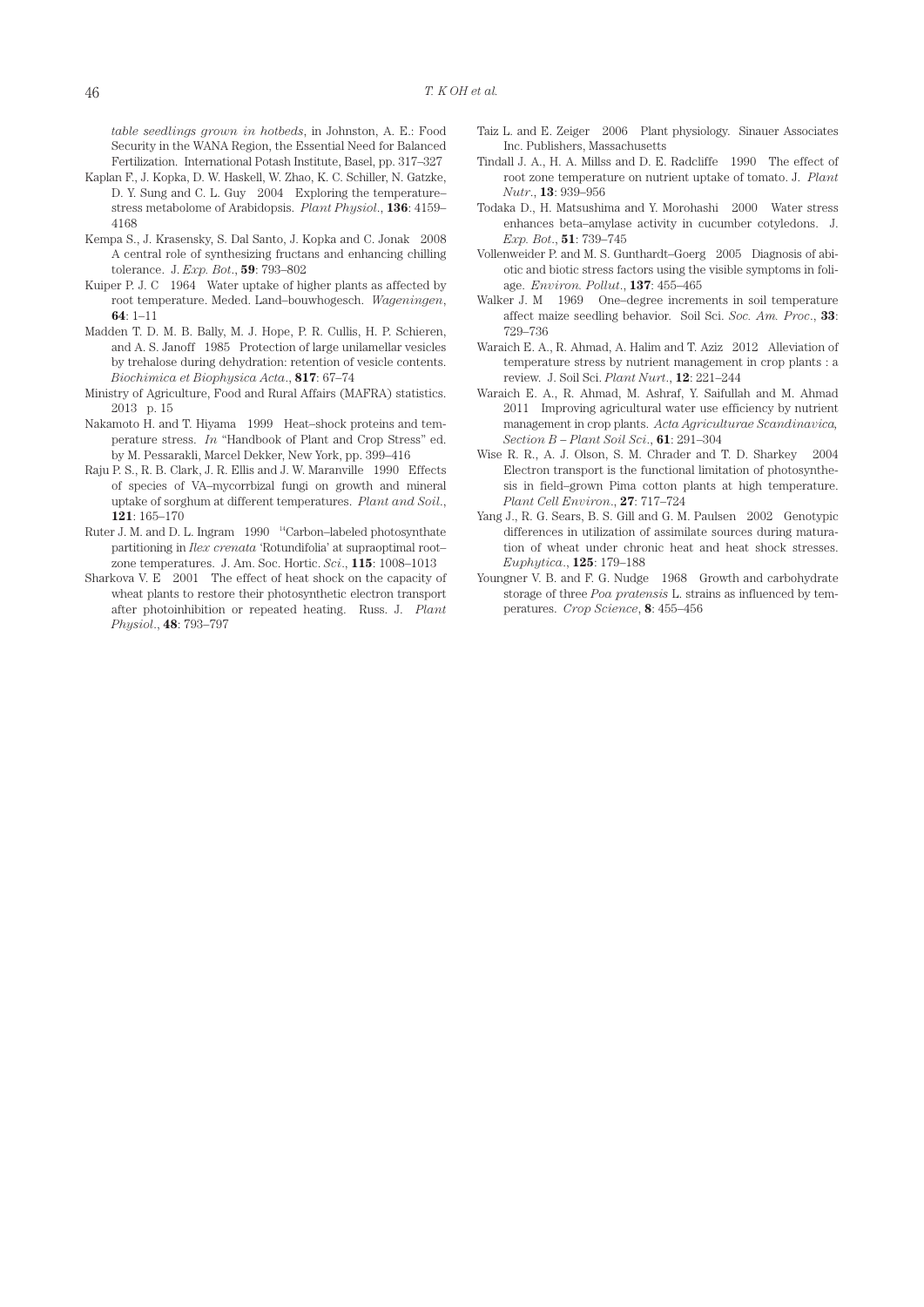*table seedlings grown in hotbeds*, in Johnston, A. E.: Food Security in the WANA Region, the Essential Need for Balanced Fertilization. International Potash Institute, Basel, pp. 317–327

Kaplan F., J. Kopka, D. W. Haskell, W. Zhao, K. C. Schiller, N. Gatzke, D. Y. Sung and C. L. Guy 2004 Exploring the temperature–stress metabolome of Arabidopsis. *Plant Physiol.*, **136**: 4159–4168

Kempa S., J. Krasensky, S. Dal Santo, J. Kopka and C. Jonak 2008 A central role of synthesizing fructans and enhancing chilling tolerance. J. *Exp. Bot.*, **59**: 793–802

Kuiper P. J. C 1964 Water uptake of higher plants as affected by root temperature. Meded. Land–bouwhogesch. *Wageningen*, **64**: 1–11

Madden T. D. M. B. Bally, M. J. Hope, P. R. Cullis, H. P. Schieren, and A. S. Janoff 1985 Protection of large unilamellar vesicles by trehalose during dehydration: retention of vesicle contents. *Biochimica et Biophysica Acta.*, **817**: 67–74

Ministry of Agriculture, Food and Rural Affairs (MAFRA) statistics. 2013 p. 15

Nakamoto H. and T. Hiyama 1999 Heat–shock proteins and temperature stress. *In* "Handbook of Plant and Crop Stress" ed. by M. Pessarakli, Marcel Dekker, New York, pp. 399–416

Raju P. S., R. B. Clark, J. R. Ellis and J. W. Maranville 1990 Effects of species of VA–mycorrbizal fungi on growth and mineral uptake of sorghum at different temperatures. *Plant and Soil.*, **121**: 165–170

Ruter J. M. and D. L. Ingram 1990 [14]Carbon–labeled photosynthate partitioning in *Ilex crenata* 'Rotundifolia' at supraoptimal root–zone temperatures. J. Am. Soc. Hortic. *Sci.*, **115**: 1008–1013

Sharkova V. E 2001 The effect of heat shock on the capacity of wheat plants to restore their photosynthetic electron transport after photoinhibition or repeated heating. Russ. J. *Plant Physiol.*, **48**: 793–797

Taiz L. and E. Zeiger 2006 Plant physiology. Sinauer Associates Inc. Publishers, Massachusetts

Tindall J. A., H. A. Millss and D. E. Radcliffe 1990 The effect of root zone temperature on nutrient uptake of tomato. J. *Plant Nutr.*, **13**: 939–956

Todaka D., H. Matsushima and Y. Morohashi 2000 Water stress enhances beta–amylase activity in cucumber cotyledons. J. *Exp. Bot.*, **51**: 739–745

Vollenweider P. and M. S. Gunthardt–Goerg 2005 Diagnosis of abiotic and biotic stress factors using the visible symptoms in foliage. *Environ. Pollut.*, **137**: 455–465

Walker J. M 1969 One–degree increments in soil temperature affect maize seedling behavior. Soil Sci. *Soc. Am. Proc.*, **33**: 729–736

Waraich E. A., R. Ahmad, A. Halim and T. Aziz 2012 Alleviation of temperature stress by nutrient management in crop plants : a review. J. Soil Sci. *Plant Nurt.*, **12**: 221–244

Waraich E. A., R. Ahmad, M. Ashraf, Y. Saifullah and M. Ahmad 2011 Improving agricultural water use efficiency by nutrient management in crop plants. *Acta Agriculturae Scandinavica, Section B – Plant Soil Sci.*, **61**: 291–304

Wise R. R., A. J. Olson, S. M. Chrader and T. D. Sharkey 2004 Electron transport is the functional limitation of photosynthesis in field–grown Pima cotton plants at high temperature. *Plant Cell Environ.*, **27**: 717–724

Yang J., R. G. Sears, B. S. Gill and G. M. Paulsen 2002 Genotypic differences in utilization of assimilate sources during maturation of wheat under chronic heat and heat shock stresses. *Euphytica.*, **125**: 179–188

Youngner V. B. and F. G. Nudge 1968 Growth and carbohydrate storage of three *Poa pratensis* L. strains as influenced by temperatures. *Crop Science*, **8**: 455–456